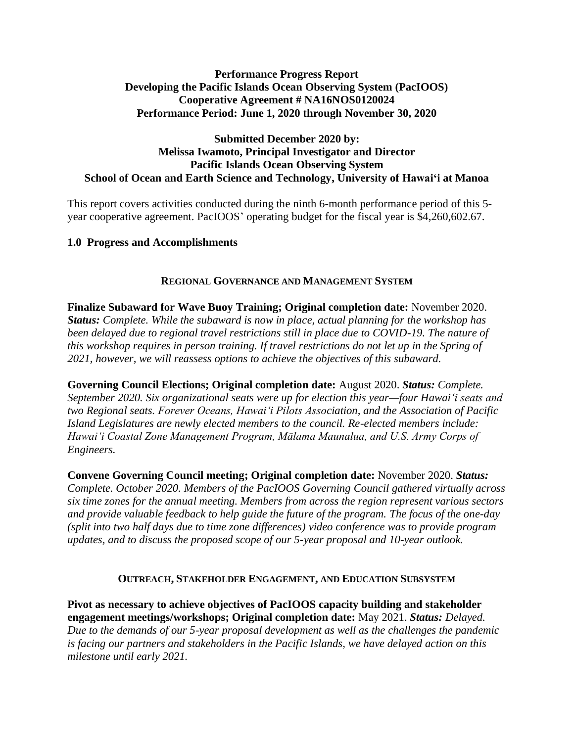**Performance Progress Report**
**Developing the Pacific Islands Ocean Observing System (PacIOOS)**
**Cooperative Agreement # NA16NOS0120024**
**Performance Period: June 1, 2020 through November 30, 2020**

**Submitted December 2020 by:**
**Melissa Iwamoto, Principal Investigator and Director**
**Pacific Islands Ocean Observing System**
**School of Ocean and Earth Science and Technology, University of Hawaiʻi at Manoa**

This report covers activities conducted during the ninth 6-month performance period of this 5-year cooperative agreement. PacIOOS' operating budget for the fiscal year is $4,260,602.67.

## 1.0 Progress and Accomplishments

### Regional Governance and Management System

**Finalize Subaward for Wave Buoy Training; Original completion date:** November 2020. ***Status:*** *Complete. While the subaward is now in place, actual planning for the workshop has been delayed due to regional travel restrictions still in place due to COVID-19. The nature of this workshop requires in person training. If travel restrictions do not let up in the Spring of 2021, however, we will reassess options to achieve the objectives of this subaward.*

**Governing Council Elections; Original completion date:** August 2020. ***Status:*** *Complete. September 2020. Six organizational seats were up for election this year—four Hawaiʻi seats and two Regional seats. Forever Oceans, Hawaiʻi Pilots Association, and the Association of Pacific Island Legislatures are newly elected members to the council. Re-elected members include: Hawaiʻi Coastal Zone Management Program, Mālama Maunalua, and U.S. Army Corps of Engineers.*

**Convene Governing Council meeting; Original completion date:** November 2020. ***Status:*** *Complete. October 2020. Members of the PacIOOS Governing Council gathered virtually across six time zones for the annual meeting. Members from across the region represent various sectors and provide valuable feedback to help guide the future of the program. The focus of the one-day (split into two half days due to time zone differences) video conference was to provide program updates, and to discuss the proposed scope of our 5-year proposal and 10-year outlook.*

### Outreach, Stakeholder Engagement, and Education Subsystem

**Pivot as necessary to achieve objectives of PacIOOS capacity building and stakeholder engagement meetings/workshops; Original completion date:** May 2021. ***Status:*** *Delayed. Due to the demands of our 5-year proposal development as well as the challenges the pandemic is facing our partners and stakeholders in the Pacific Islands, we have delayed action on this milestone until early 2021.*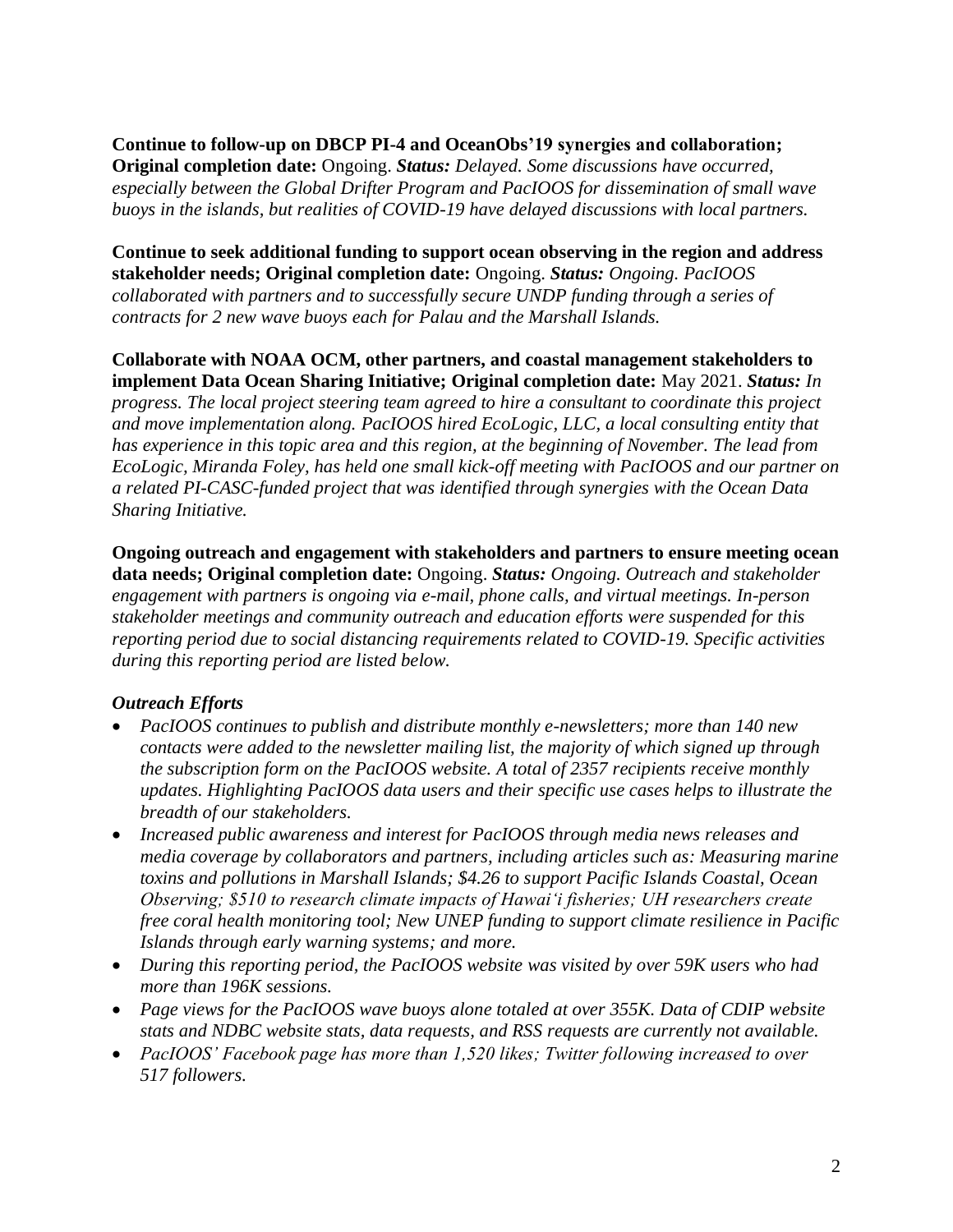**Continue to follow-up on DBCP PI-4 and OceanObs'19 synergies and collaboration; Original completion date:** Ongoing. ***Status:*** *Delayed. Some discussions have occurred, especially between the Global Drifter Program and PacIOOS for dissemination of small wave buoys in the islands, but realities of COVID-19 have delayed discussions with local partners.*

**Continue to seek additional funding to support ocean observing in the region and address stakeholder needs; Original completion date:** Ongoing. ***Status:*** *Ongoing. PacIOOS collaborated with partners and to successfully secure UNDP funding through a series of contracts for 2 new wave buoys each for Palau and the Marshall Islands.*

**Collaborate with NOAA OCM, other partners, and coastal management stakeholders to implement Data Ocean Sharing Initiative; Original completion date:** May 2021. ***Status:*** *In progress. The local project steering team agreed to hire a consultant to coordinate this project and move implementation along. PacIOOS hired EcoLogic, LLC, a local consulting entity that has experience in this topic area and this region, at the beginning of November. The lead from EcoLogic, Miranda Foley, has held one small kick-off meeting with PacIOOS and our partner on a related PI-CASC-funded project that was identified through synergies with the Ocean Data Sharing Initiative.*

**Ongoing outreach and engagement with stakeholders and partners to ensure meeting ocean data needs; Original completion date:** Ongoing. ***Status:*** *Ongoing. Outreach and stakeholder engagement with partners is ongoing via e-mail, phone calls, and virtual meetings. In-person stakeholder meetings and community outreach and education efforts were suspended for this reporting period due to social distancing requirements related to COVID-19. Specific activities during this reporting period are listed below.*

***Outreach Efforts***

- *PacIOOS continues to publish and distribute monthly e-newsletters; more than 140 new contacts were added to the newsletter mailing list, the majority of which signed up through the subscription form on the PacIOOS website. A total of 2357 recipients receive monthly updates. Highlighting PacIOOS data users and their specific use cases helps to illustrate the breadth of our stakeholders.*
- *Increased public awareness and interest for PacIOOS through media news releases and media coverage by collaborators and partners, including articles such as: Measuring marine toxins and pollutions in Marshall Islands; $4.26 to support Pacific Islands Coastal, Ocean Observing; $510 to research climate impacts of Hawaiʻi fisheries; UH researchers create free coral health monitoring tool; New UNEP funding to support climate resilience in Pacific Islands through early warning systems; and more.*
- *During this reporting period, the PacIOOS website was visited by over 59K users who had more than 196K sessions.*
- *Page views for the PacIOOS wave buoys alone totaled at over 355K. Data of CDIP website stats and NDBC website stats, data requests, and RSS requests are currently not available.*
- *PacIOOS' Facebook page has more than 1,520 likes; Twitter following increased to over 517 followers.*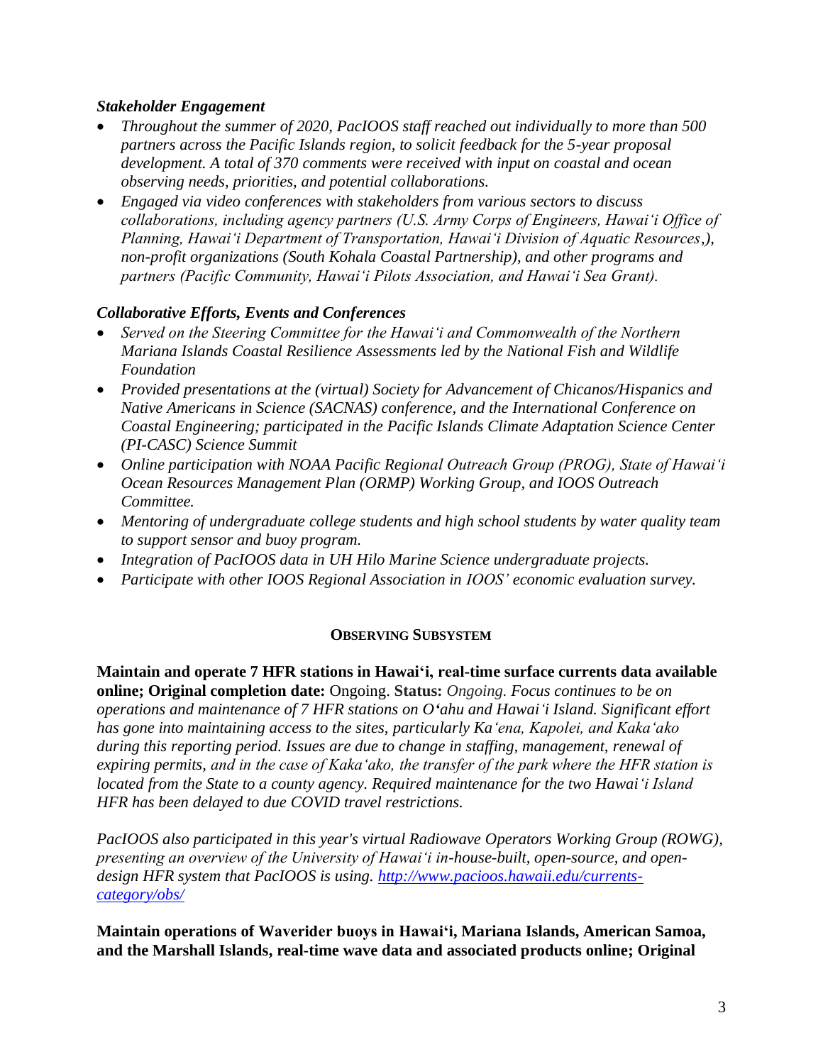### *Stakeholder Engagement*

- *Throughout the summer of 2020, PacIOOS staff reached out individually to more than 500 partners across the Pacific Islands region, to solicit feedback for the 5-year proposal development. A total of 370 comments were received with input on coastal and ocean observing needs, priorities, and potential collaborations.*
- *Engaged via video conferences with stakeholders from various sectors to discuss collaborations, including agency partners (U.S. Army Corps of Engineers, Hawaiʻi Office of Planning, Hawaiʻi Department of Transportation, Hawaiʻi Division of Aquatic Resources,), non-profit organizations (South Kohala Coastal Partnership), and other programs and partners (Pacific Community, Hawaiʻi Pilots Association, and Hawaiʻi Sea Grant).*

### *Collaborative Efforts, Events and Conferences*

- *Served on the Steering Committee for the Hawaiʻi and Commonwealth of the Northern Mariana Islands Coastal Resilience Assessments led by the National Fish and Wildlife Foundation*
- *Provided presentations at the (virtual) Society for Advancement of Chicanos/Hispanics and Native Americans in Science (SACNAS) conference, and the International Conference on Coastal Engineering; participated in the Pacific Islands Climate Adaptation Science Center (PI-CASC) Science Summit*
- *Online participation with NOAA Pacific Regional Outreach Group (PROG), State of Hawaiʻi Ocean Resources Management Plan (ORMP) Working Group, and IOOS Outreach Committee.*
- *Mentoring of undergraduate college students and high school students by water quality team to support sensor and buoy program.*
- *Integration of PacIOOS data in UH Hilo Marine Science undergraduate projects.*
- *Participate with other IOOS Regional Association in IOOS' economic evaluation survey.*

## OBSERVING SUBSYSTEM

**Maintain and operate 7 HFR stations in Hawai'i, real-time surface currents data available online; Original completion date:** Ongoing. **Status:** *Ongoing. Focus continues to be on operations and maintenance of 7 HFR stations on O'ahu and Hawaiʻi Island. Significant effort has gone into maintaining access to the sites, particularly Kaʻena, Kapolei, and Kakaʻako during this reporting period. Issues are due to change in staffing, management, renewal of expiring permits, and in the case of Kakaʻako, the transfer of the park where the HFR station is located from the State to a county agency. Required maintenance for the two Hawaiʻi Island HFR has been delayed to due COVID travel restrictions.*

*PacIOOS also participated in this year's virtual Radiowave Operators Working Group (ROWG), presenting an overview of the University of Hawaiʻi in-house-built, open-source, and open-design HFR system that PacIOOS is using. [http://www.pacioos.hawaii.edu/currents-category/obs/](http://www.pacioos.hawaii.edu/currents-category/obs/)*

**Maintain operations of Waverider buoys in Hawai'i, Mariana Islands, American Samoa, and the Marshall Islands, real-time wave data and associated products online; Original**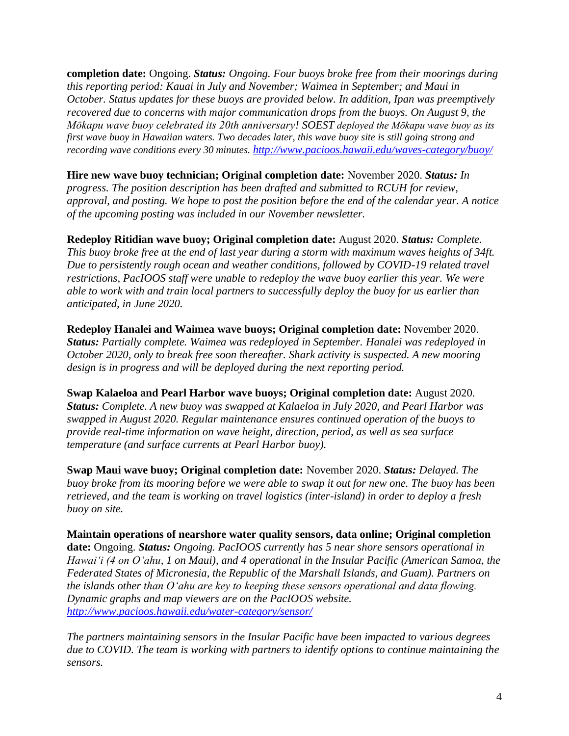**completion date:** Ongoing. ***Status:*** *Ongoing. Four buoys broke free from their moorings during this reporting period: Kauai in July and November; Waimea in September; and Maui in October. Status updates for these buoys are provided below. In addition, Ipan was preemptively recovered due to concerns with major communication drops from the buoys. On August 9, the Mōkapu wave buoy celebrated its 20th anniversary! SOEST deployed the Mōkapu wave buoy as its first wave buoy in Hawaiian waters. Two decades later, this wave buoy site is still going strong and recording wave conditions every 30 minutes.* *http://www.pacioos.hawaii.edu/waves-category/buoy/*

**Hire new wave buoy technician; Original completion date:** November 2020. ***Status:*** *In progress. The position description has been drafted and submitted to RCUH for review, approval, and posting. We hope to post the position before the end of the calendar year. A notice of the upcoming posting was included in our November newsletter.*

**Redeploy Ritidian wave buoy; Original completion date:** August 2020. ***Status:*** *Complete. This buoy broke free at the end of last year during a storm with maximum waves heights of 34ft. Due to persistently rough ocean and weather conditions, followed by COVID-19 related travel restrictions, PacIOOS staff were unable to redeploy the wave buoy earlier this year. We were able to work with and train local partners to successfully deploy the buoy for us earlier than anticipated, in June 2020.*

**Redeploy Hanalei and Waimea wave buoys; Original completion date:** November 2020. ***Status:*** *Partially complete. Waimea was redeployed in September. Hanalei was redeployed in October 2020, only to break free soon thereafter. Shark activity is suspected. A new mooring design is in progress and will be deployed during the next reporting period.*

**Swap Kalaeloa and Pearl Harbor wave buoys; Original completion date:** August 2020. ***Status:*** *Complete. A new buoy was swapped at Kalaeloa in July 2020, and Pearl Harbor was swapped in August 2020. Regular maintenance ensures continued operation of the buoys to provide real-time information on wave height, direction, period, as well as sea surface temperature (and surface currents at Pearl Harbor buoy).*

**Swap Maui wave buoy; Original completion date:** November 2020. ***Status:*** *Delayed. The buoy broke from its mooring before we were able to swap it out for new one. The buoy has been retrieved, and the team is working on travel logistics (inter-island) in order to deploy a fresh buoy on site.*

**Maintain operations of nearshore water quality sensors, data online; Original completion date:** Ongoing. ***Status:*** *Ongoing. PacIOOS currently has 5 near shore sensors operational in Hawaiʻi (4 on Oʻahu, 1 on Maui), and 4 operational in the Insular Pacific (American Samoa, the Federated States of Micronesia, the Republic of the Marshall Islands, and Guam). Partners on the islands other than Oʻahu are key to keeping these sensors operational and data flowing. Dynamic graphs and map viewers are on the PacIOOS website.* *http://www.pacioos.hawaii.edu/water-category/sensor/*

*The partners maintaining sensors in the Insular Pacific have been impacted to various degrees due to COVID. The team is working with partners to identify options to continue maintaining the sensors.*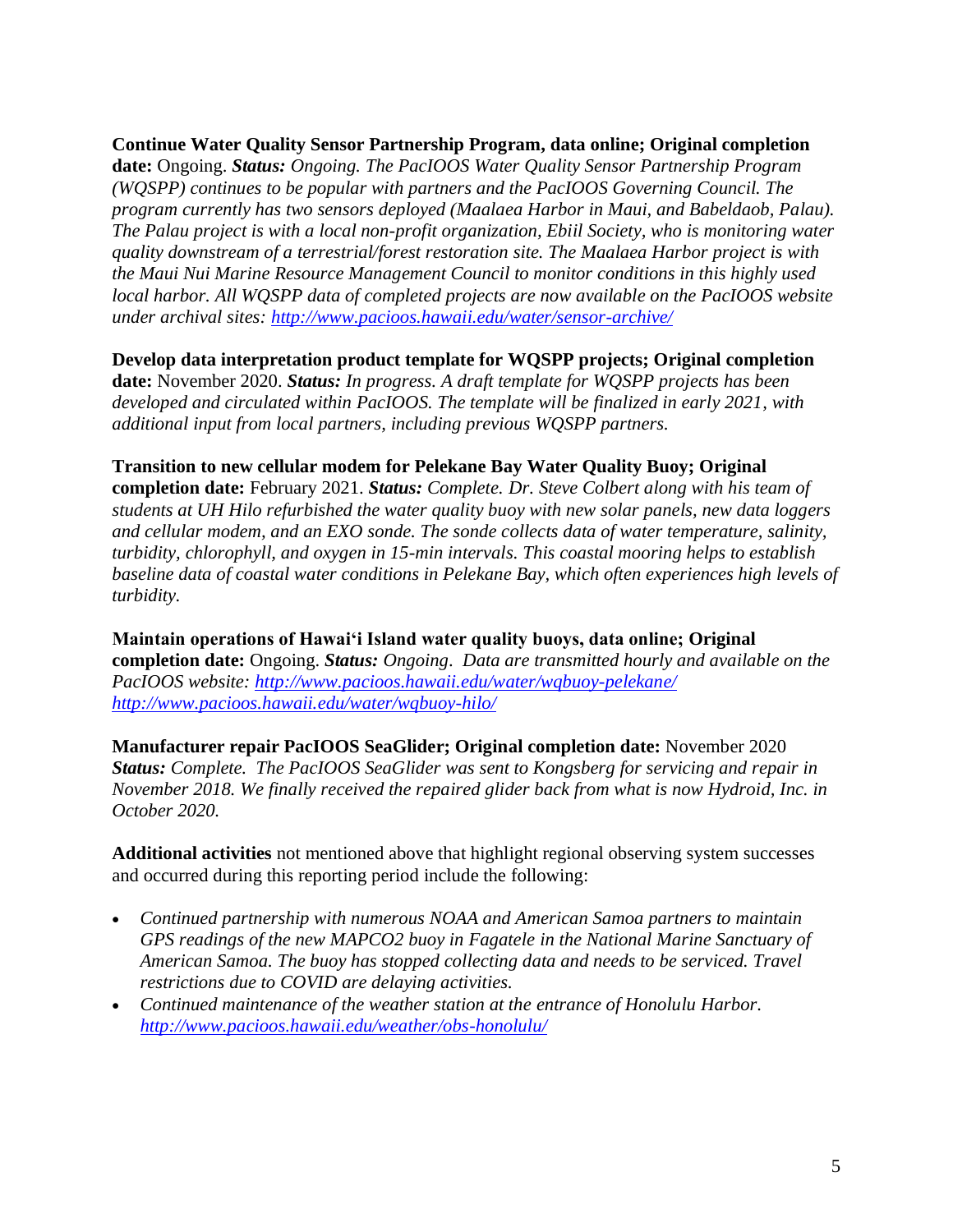**Continue Water Quality Sensor Partnership Program, data online; Original completion date:** Ongoing. ***Status:*** *Ongoing. The PacIOOS Water Quality Sensor Partnership Program (WQSPP) continues to be popular with partners and the PacIOOS Governing Council. The program currently has two sensors deployed (Maalaea Harbor in Maui, and Babeldaob, Palau). The Palau project is with a local non-profit organization, Ebiil Society, who is monitoring water quality downstream of a terrestrial/forest restoration site. The Maalaea Harbor project is with the Maui Nui Marine Resource Management Council to monitor conditions in this highly used local harbor. All WQSPP data of completed projects are now available on the PacIOOS website under archival sites: [http://www.pacioos.hawaii.edu/water/sensor-archive/](http://www.pacioos.hawaii.edu/water/sensor-archive/)*

**Develop data interpretation product template for WQSPP projects; Original completion date:** November 2020. ***Status:*** *In progress. A draft template for WQSPP projects has been developed and circulated within PacIOOS. The template will be finalized in early 2021, with additional input from local partners, including previous WQSPP partners.*

**Transition to new cellular modem for Pelekane Bay Water Quality Buoy; Original completion date:** February 2021. ***Status:*** *Complete. Dr. Steve Colbert along with his team of students at UH Hilo refurbished the water quality buoy with new solar panels, new data loggers and cellular modem, and an EXO sonde. The sonde collects data of water temperature, salinity, turbidity, chlorophyll, and oxygen in 15-min intervals. This coastal mooring helps to establish baseline data of coastal water conditions in Pelekane Bay, which often experiences high levels of turbidity.*

**Maintain operations of Hawai'i Island water quality buoys, data online; Original completion date:** Ongoing. ***Status:*** *Ongoing. Data are transmitted hourly and available on the PacIOOS website: [http://www.pacioos.hawaii.edu/water/wqbuoy-pelekane/](http://www.pacioos.hawaii.edu/water/wqbuoy-pelekane/) [http://www.pacioos.hawaii.edu/water/wqbuoy-hilo/](http://www.pacioos.hawaii.edu/water/wqbuoy-hilo/)*

**Manufacturer repair PacIOOS SeaGlider; Original completion date:** November 2020 ***Status:*** *Complete. The PacIOOS SeaGlider was sent to Kongsberg for servicing and repair in November 2018. We finally received the repaired glider back from what is now Hydroid, Inc. in October 2020.*

**Additional activities** not mentioned above that highlight regional observing system successes and occurred during this reporting period include the following:

- *Continued partnership with numerous NOAA and American Samoa partners to maintain GPS readings of the new MAPCO2 buoy in Fagatele in the National Marine Sanctuary of American Samoa. The buoy has stopped collecting data and needs to be serviced. Travel restrictions due to COVID are delaying activities.*
- *Continued maintenance of the weather station at the entrance of Honolulu Harbor. [http://www.pacioos.hawaii.edu/weather/obs-honolulu/](http://www.pacioos.hawaii.edu/weather/obs-honolulu/)*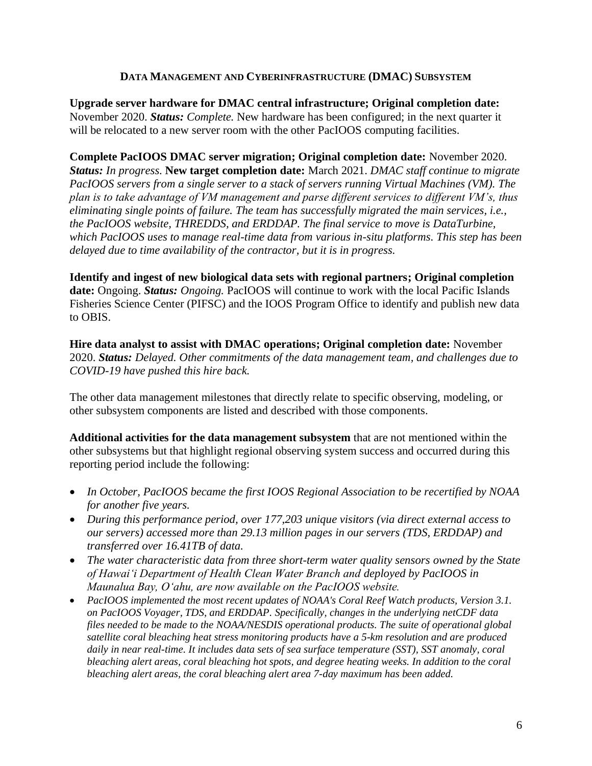## DATA MANAGEMENT AND CYBERINFRASTRUCTURE (DMAC) SUBSYSTEM

**Upgrade server hardware for DMAC central infrastructure; Original completion date:** November 2020. ***Status:*** *Complete.* New hardware has been configured; in the next quarter it will be relocated to a new server room with the other PacIOOS computing facilities.

**Complete PacIOOS DMAC server migration; Original completion date:** November 2020. ***Status:*** *In progress.* **New target completion date:** March 2021. *DMAC staff continue to migrate PacIOOS servers from a single server to a stack of servers running Virtual Machines (VM). The plan is to take advantage of VM management and parse different services to different VM's, thus eliminating single points of failure. The team has successfully migrated the main services, i.e., the PacIOOS website, THREDDS, and ERDDAP. The final service to move is DataTurbine, which PacIOOS uses to manage real-time data from various in-situ platforms. This step has been delayed due to time availability of the contractor, but it is in progress.*

**Identify and ingest of new biological data sets with regional partners; Original completion date:** Ongoing. ***Status:*** *Ongoing.* PacIOOS will continue to work with the local Pacific Islands Fisheries Science Center (PIFSC) and the IOOS Program Office to identify and publish new data to OBIS.

**Hire data analyst to assist with DMAC operations; Original completion date:** November 2020. ***Status:*** *Delayed. Other commitments of the data management team, and challenges due to COVID-19 have pushed this hire back.*

The other data management milestones that directly relate to specific observing, modeling, or other subsystem components are listed and described with those components.

**Additional activities for the data management subsystem** that are not mentioned within the other subsystems but that highlight regional observing system success and occurred during this reporting period include the following:

- *In October, PacIOOS became the first IOOS Regional Association to be recertified by NOAA for another five years.*
- *During this performance period, over 177,203 unique visitors (via direct external access to our servers) accessed more than 29.13 million pages in our servers (TDS, ERDDAP) and transferred over 16.41TB of data.*
- *The water characteristic data from three short-term water quality sensors owned by the State of Hawaiʻi Department of Health Clean Water Branch and deployed by PacIOOS in Maunalua Bay, Oʻahu, are now available on the PacIOOS website.*
- *PacIOOS implemented the most recent updates of NOAA's Coral Reef Watch products, Version 3.1. on PacIOOS Voyager, TDS, and ERDDAP. Specifically, changes in the underlying netCDF data files needed to be made to the NOAA/NESDIS operational products. The suite of operational global satellite coral bleaching heat stress monitoring products have a 5-km resolution and are produced daily in near real-time. It includes data sets of sea surface temperature (SST), SST anomaly, coral bleaching alert areas, coral bleaching hot spots, and degree heating weeks. In addition to the coral bleaching alert areas, the coral bleaching alert area 7-day maximum has been added.*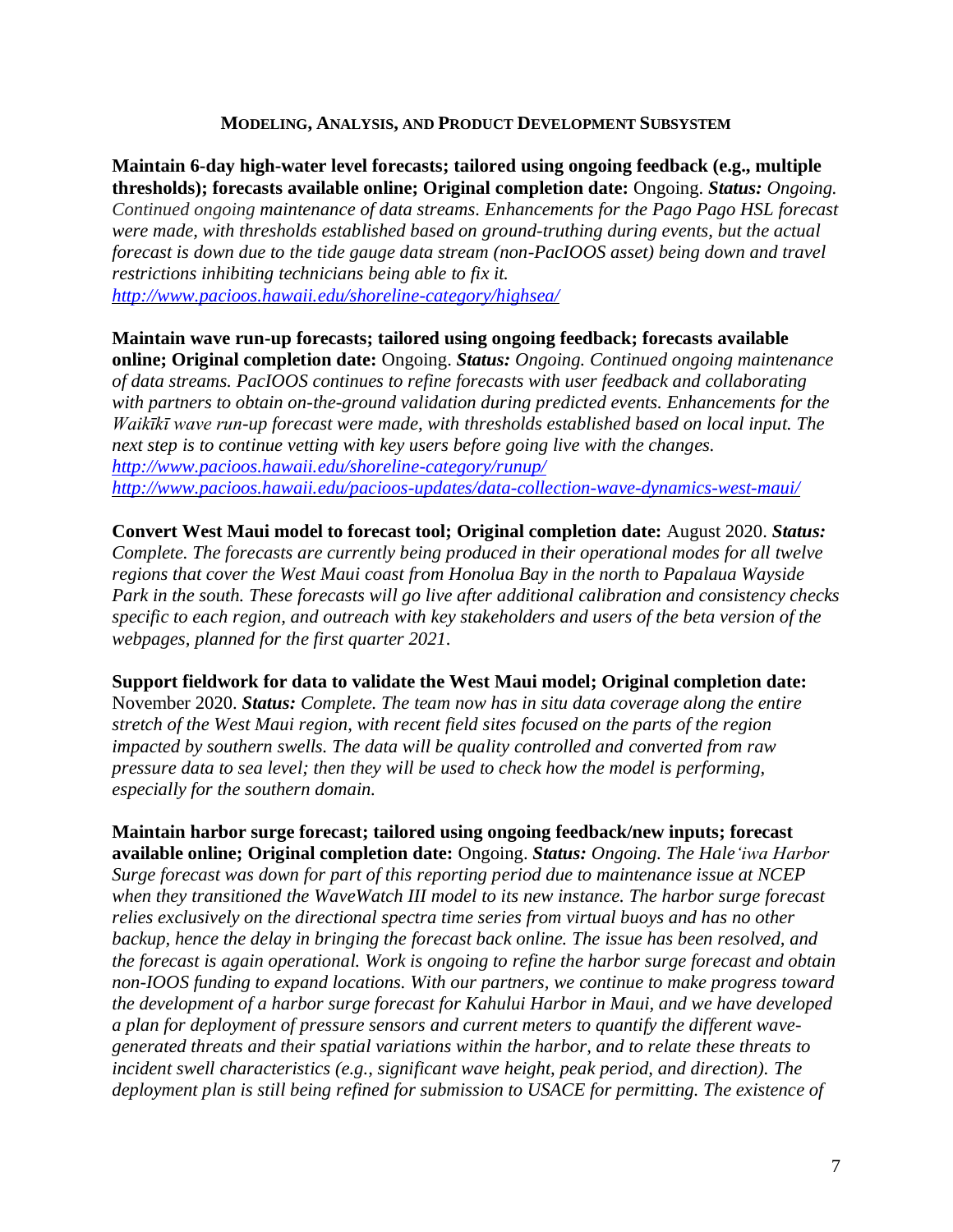### Modeling, Analysis, and Product Development Subsystem

**Maintain 6-day high-water level forecasts; tailored using ongoing feedback (e.g., multiple thresholds); forecasts available online; Original completion date:** Ongoing. ***Status:*** *Ongoing. Continued ongoing maintenance of data streams. Enhancements for the Pago Pago HSL forecast were made, with thresholds established based on ground-truthing during events, but the actual forecast is down due to the tide gauge data stream (non-PacIOOS asset) being down and travel restrictions inhibiting technicians being able to fix it.* [http://www.pacioos.hawaii.edu/shoreline-category/highsea/](http://www.pacioos.hawaii.edu/shoreline-category/highsea/)

**Maintain wave run-up forecasts; tailored using ongoing feedback; forecasts available online; Original completion date:** Ongoing. ***Status:*** *Ongoing. Continued ongoing maintenance of data streams. PacIOOS continues to refine forecasts with user feedback and collaborating with partners to obtain on-the-ground validation during predicted events. Enhancements for the Waikīkī wave run-up forecast were made, with thresholds established based on local input. The next step is to continue vetting with key users before going live with the changes.*
[http://www.pacioos.hawaii.edu/shoreline-category/runup/](http://www.pacioos.hawaii.edu/shoreline-category/runup/)
[http://www.pacioos.hawaii.edu/pacioos-updates/data-collection-wave-dynamics-west-maui/](http://www.pacioos.hawaii.edu/pacioos-updates/data-collection-wave-dynamics-west-maui/)

**Convert West Maui model to forecast tool; Original completion date:** August 2020. ***Status:*** *Complete. The forecasts are currently being produced in their operational modes for all twelve regions that cover the West Maui coast from Honolua Bay in the north to Papalaua Wayside Park in the south. These forecasts will go live after additional calibration and consistency checks specific to each region, and outreach with key stakeholders and users of the beta version of the webpages, planned for the first quarter 2021.*

**Support fieldwork for data to validate the West Maui model; Original completion date:** November 2020. ***Status:*** *Complete. The team now has in situ data coverage along the entire stretch of the West Maui region, with recent field sites focused on the parts of the region impacted by southern swells. The data will be quality controlled and converted from raw pressure data to sea level; then they will be used to check how the model is performing, especially for the southern domain.*

**Maintain harbor surge forecast; tailored using ongoing feedback/new inputs; forecast available online; Original completion date:** Ongoing. ***Status:*** *Ongoing. The Haleʻiwa Harbor Surge forecast was down for part of this reporting period due to maintenance issue at NCEP when they transitioned the WaveWatch III model to its new instance. The harbor surge forecast relies exclusively on the directional spectra time series from virtual buoys and has no other backup, hence the delay in bringing the forecast back online. The issue has been resolved, and the forecast is again operational. Work is ongoing to refine the harbor surge forecast and obtain non-IOOS funding to expand locations. With our partners, we continue to make progress toward the development of a harbor surge forecast for Kahului Harbor in Maui, and we have developed a plan for deployment of pressure sensors and current meters to quantify the different wave-generated threats and their spatial variations within the harbor, and to relate these threats to incident swell characteristics (e.g., significant wave height, peak period, and direction). The deployment plan is still being refined for submission to USACE for permitting. The existence of*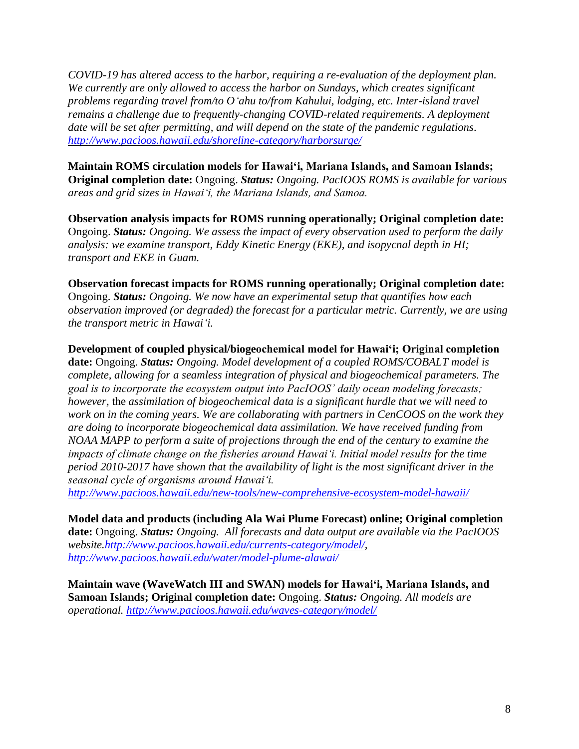*COVID-19 has altered access to the harbor, requiring a re-evaluation of the deployment plan. We currently are only allowed to access the harbor on Sundays, which creates significant problems regarding travel from/to Oʻahu to/from Kahului, lodging, etc. Inter-island travel remains a challenge due to frequently-changing COVID-related requirements. A deployment date will be set after permitting, and will depend on the state of the pandemic regulations.* *http://www.pacioos.hawaii.edu/shoreline-category/harborsurge/*

**Maintain ROMS circulation models for Hawai'i, Mariana Islands, and Samoan Islands; Original completion date:** Ongoing. ***Status:*** *Ongoing. PacIOOS ROMS is available for various areas and grid sizes in Hawaiʻi, the Mariana Islands, and Samoa.*

**Observation analysis impacts for ROMS running operationally; Original completion date:** Ongoing. ***Status:*** *Ongoing. We assess the impact of every observation used to perform the daily analysis: we examine transport, Eddy Kinetic Energy (EKE), and isopycnal depth in HI; transport and EKE in Guam.*

**Observation forecast impacts for ROMS running operationally; Original completion date:** Ongoing. ***Status:*** *Ongoing. We now have an experimental setup that quantifies how each observation improved (or degraded) the forecast for a particular metric. Currently, we are using the transport metric in Hawaiʻi.*

**Development of coupled physical/biogeochemical model for Hawai'i; Original completion date:** Ongoing. ***Status:*** *Ongoing. Model development of a coupled ROMS/COBALT model is complete, allowing for a seamless integration of physical and biogeochemical parameters. The goal is to incorporate the ecosystem output into PacIOOS' daily ocean modeling forecasts; however,* the *assimilation of biogeochemical data is a significant hurdle that we will need to work on in the coming years. We are collaborating with partners in CenCOOS on the work they are doing to incorporate biogeochemical data assimilation. We have received funding from NOAA MAPP to perform a suite of projections through the end of the century to examine the impacts of climate change on the fisheries around Hawaiʻi. Initial model results for the time period 2010-2017 have shown that the availability of light is the most significant driver in the seasonal cycle of organisms around Hawaiʻi.* *http://www.pacioos.hawaii.edu/new-tools/new-comprehensive-ecosystem-model-hawaii/*

**Model data and products (including Ala Wai Plume Forecast) online; Original completion date:** Ongoing. ***Status:*** *Ongoing. All forecasts and data output are available via the PacIOOS website.http://www.pacioos.hawaii.edu/currents-category/model/, http://www.pacioos.hawaii.edu/water/model-plume-alawai/*

**Maintain wave (WaveWatch III and SWAN) models for Hawai'i, Mariana Islands, and Samoan Islands; Original completion date:** Ongoing. ***Status:*** *Ongoing. All models are operational. http://www.pacioos.hawaii.edu/waves-category/model/*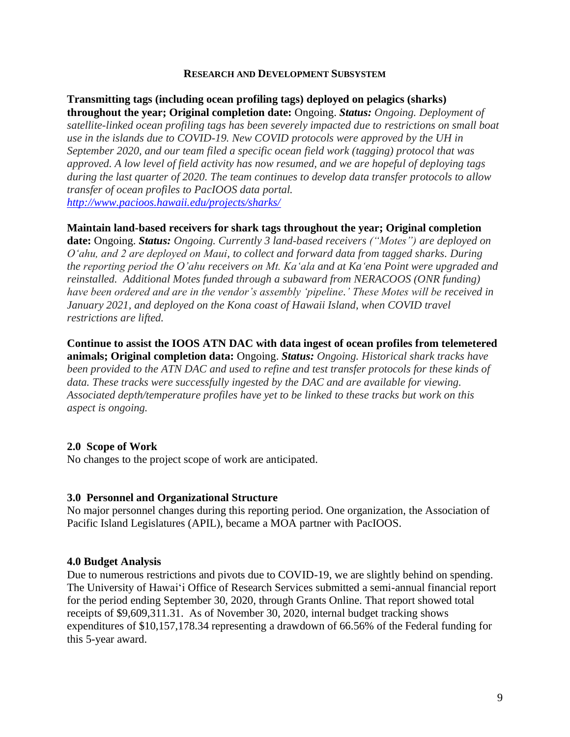#### Research and Development Subsystem

**Transmitting tags (including ocean profiling tags) deployed on pelagics (sharks) throughout the year; Original completion date:** Ongoing. ***Status:*** *Ongoing. Deployment of satellite-linked ocean profiling tags has been severely impacted due to restrictions on small boat use in the islands due to COVID-19. New COVID protocols were approved by the UH in September 2020, and our team filed a specific ocean field work (tagging) protocol that was approved. A low level of field activity has now resumed, and we are hopeful of deploying tags during the last quarter of 2020. The team continues to develop data transfer protocols to allow transfer of ocean profiles to PacIOOS data portal.* [http://www.pacioos.hawaii.edu/projects/sharks/](http://www.pacioos.hawaii.edu/projects/sharks/)

**Maintain land-based receivers for shark tags throughout the year; Original completion date:** Ongoing. ***Status:*** *Ongoing. Currently 3 land-based receivers ("Motes") are deployed on O'ahu, and 2 are deployed on Maui, to collect and forward data from tagged sharks. During the reporting period the O'ahu receivers on Mt. Ka'ala and at Ka'ena Point were upgraded and reinstalled. Additional Motes funded through a subaward from NERACOOS (ONR funding) have been ordered and are in the vendor's assembly 'pipeline.' These Motes will be received in January 2021, and deployed on the Kona coast of Hawaii Island, when COVID travel restrictions are lifted.*

**Continue to assist the IOOS ATN DAC with data ingest of ocean profiles from telemetered animals; Original completion data:** Ongoing. ***Status:*** *Ongoing. Historical shark tracks have been provided to the ATN DAC and used to refine and test transfer protocols for these kinds of data. These tracks were successfully ingested by the DAC and are available for viewing. Associated depth/temperature profiles have yet to be linked to these tracks but work on this aspect is ongoing.*

### 2.0 Scope of Work

No changes to the project scope of work are anticipated.

### 3.0 Personnel and Organizational Structure

No major personnel changes during this reporting period. One organization, the Association of Pacific Island Legislatures (APIL), became a MOA partner with PacIOOS.

### 4.0 Budget Analysis

Due to numerous restrictions and pivots due to COVID-19, we are slightly behind on spending. The University of Hawai'i Office of Research Services submitted a semi-annual financial report for the period ending September 30, 2020, through Grants Online. That report showed total receipts of $9,609,311.31. As of November 30, 2020, internal budget tracking shows expenditures of $10,157,178.34 representing a drawdown of 66.56% of the Federal funding for this 5-year award.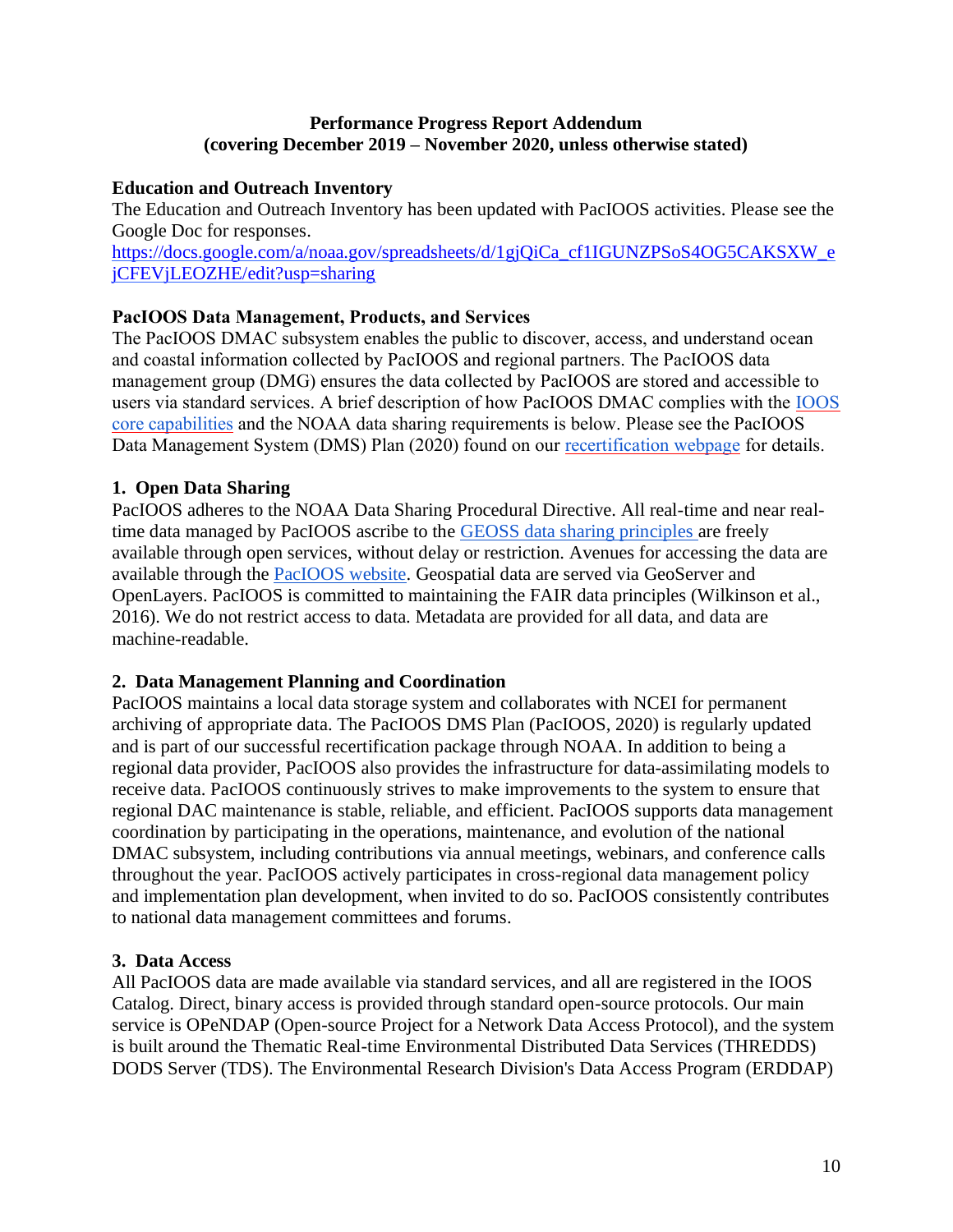**Performance Progress Report Addendum**
**(covering December 2019 – November 2020, unless otherwise stated)**

### Education and Outreach Inventory

The Education and Outreach Inventory has been updated with PacIOOS activities. Please see the Google Doc for responses.
https://docs.google.com/a/noaa.gov/spreadsheets/d/1gjQiCa_cf1IGUNZPSoS4OG5CAKSXW_ejCFEVjLEOZHE/edit?usp=sharing

### PacIOOS Data Management, Products, and Services

The PacIOOS DMAC subsystem enables the public to discover, access, and understand ocean and coastal information collected by PacIOOS and regional partners. The PacIOOS data management group (DMG) ensures the data collected by PacIOOS are stored and accessible to users via standard services. A brief description of how PacIOOS DMAC complies with the IOOS core capabilities and the NOAA data sharing requirements is below. Please see the PacIOOS Data Management System (DMS) Plan (2020) found on our recertification webpage for details.

### 1. Open Data Sharing

PacIOOS adheres to the NOAA Data Sharing Procedural Directive. All real-time and near real-time data managed by PacIOOS ascribe to the GEOSS data sharing principles are freely available through open services, without delay or restriction. Avenues for accessing the data are available through the PacIOOS website. Geospatial data are served via GeoServer and OpenLayers. PacIOOS is committed to maintaining the FAIR data principles (Wilkinson et al., 2016). We do not restrict access to data. Metadata are provided for all data, and data are machine-readable.

### 2. Data Management Planning and Coordination

PacIOOS maintains a local data storage system and collaborates with NCEI for permanent archiving of appropriate data. The PacIOOS DMS Plan (PacIOOS, 2020) is regularly updated and is part of our successful recertification package through NOAA. In addition to being a regional data provider, PacIOOS also provides the infrastructure for data-assimilating models to receive data. PacIOOS continuously strives to make improvements to the system to ensure that regional DAC maintenance is stable, reliable, and efficient. PacIOOS supports data management coordination by participating in the operations, maintenance, and evolution of the national DMAC subsystem, including contributions via annual meetings, webinars, and conference calls throughout the year. PacIOOS actively participates in cross-regional data management policy and implementation plan development, when invited to do so. PacIOOS consistently contributes to national data management committees and forums.

### 3. Data Access

All PacIOOS data are made available via standard services, and all are registered in the IOOS Catalog. Direct, binary access is provided through standard open-source protocols. Our main service is OPeNDAP (Open-source Project for a Network Data Access Protocol), and the system is built around the Thematic Real-time Environmental Distributed Data Services (THREDDS) DODS Server (TDS). The Environmental Research Division's Data Access Program (ERDDAP)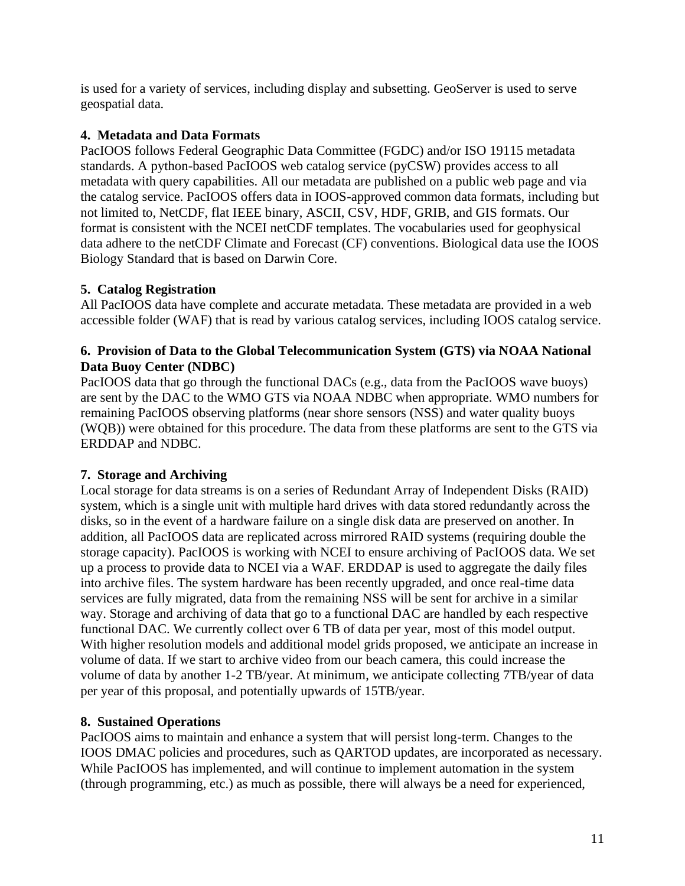is used for a variety of services, including display and subsetting. GeoServer is used to serve geospatial data.

**4. Metadata and Data Formats**

PacIOOS follows Federal Geographic Data Committee (FGDC) and/or ISO 19115 metadata standards. A python-based PacIOOS web catalog service (pyCSW) provides access to all metadata with query capabilities. All our metadata are published on a public web page and via the catalog service. PacIOOS offers data in IOOS-approved common data formats, including but not limited to, NetCDF, flat IEEE binary, ASCII, CSV, HDF, GRIB, and GIS formats. Our format is consistent with the NCEI netCDF templates. The vocabularies used for geophysical data adhere to the netCDF Climate and Forecast (CF) conventions. Biological data use the IOOS Biology Standard that is based on Darwin Core.

**5. Catalog Registration**

All PacIOOS data have complete and accurate metadata. These metadata are provided in a web accessible folder (WAF) that is read by various catalog services, including IOOS catalog service.

**6. Provision of Data to the Global Telecommunication System (GTS) via NOAA National Data Buoy Center (NDBC)**

PacIOOS data that go through the functional DACs (e.g., data from the PacIOOS wave buoys) are sent by the DAC to the WMO GTS via NOAA NDBC when appropriate. WMO numbers for remaining PacIOOS observing platforms (near shore sensors (NSS) and water quality buoys (WQB)) were obtained for this procedure. The data from these platforms are sent to the GTS via ERDDAP and NDBC.

**7. Storage and Archiving**

Local storage for data streams is on a series of Redundant Array of Independent Disks (RAID) system, which is a single unit with multiple hard drives with data stored redundantly across the disks, so in the event of a hardware failure on a single disk data are preserved on another. In addition, all PacIOOS data are replicated across mirrored RAID systems (requiring double the storage capacity). PacIOOS is working with NCEI to ensure archiving of PacIOOS data. We set up a process to provide data to NCEI via a WAF. ERDDAP is used to aggregate the daily files into archive files. The system hardware has been recently upgraded, and once real-time data services are fully migrated, data from the remaining NSS will be sent for archive in a similar way. Storage and archiving of data that go to a functional DAC are handled by each respective functional DAC. We currently collect over 6 TB of data per year, most of this model output. With higher resolution models and additional model grids proposed, we anticipate an increase in volume of data. If we start to archive video from our beach camera, this could increase the volume of data by another 1-2 TB/year. At minimum, we anticipate collecting 7TB/year of data per year of this proposal, and potentially upwards of 15TB/year.

**8. Sustained Operations**

PacIOOS aims to maintain and enhance a system that will persist long-term. Changes to the IOOS DMAC policies and procedures, such as QARTOD updates, are incorporated as necessary. While PacIOOS has implemented, and will continue to implement automation in the system (through programming, etc.) as much as possible, there will always be a need for experienced,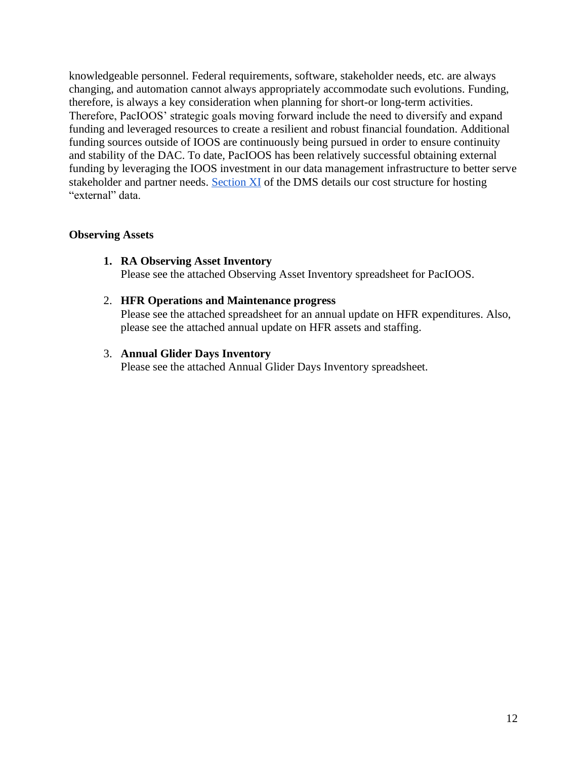knowledgeable personnel. Federal requirements, software, stakeholder needs, etc. are always changing, and automation cannot always appropriately accommodate such evolutions. Funding, therefore, is always a key consideration when planning for short-or long-term activities. Therefore, PacIOOS' strategic goals moving forward include the need to diversify and expand funding and leveraged resources to create a resilient and robust financial foundation. Additional funding sources outside of IOOS are continuously being pursued in order to ensure continuity and stability of the DAC. To date, PacIOOS has been relatively successful obtaining external funding by leveraging the IOOS investment in our data management infrastructure to better serve stakeholder and partner needs. Section XI of the DMS details our cost structure for hosting "external" data.

**Observing Assets**

1. **RA Observing Asset Inventory**
   Please see the attached Observing Asset Inventory spreadsheet for PacIOOS.

2. **HFR Operations and Maintenance progress**
   Please see the attached spreadsheet for an annual update on HFR expenditures. Also, please see the attached annual update on HFR assets and staffing.

3. **Annual Glider Days Inventory**
   Please see the attached Annual Glider Days Inventory spreadsheet.